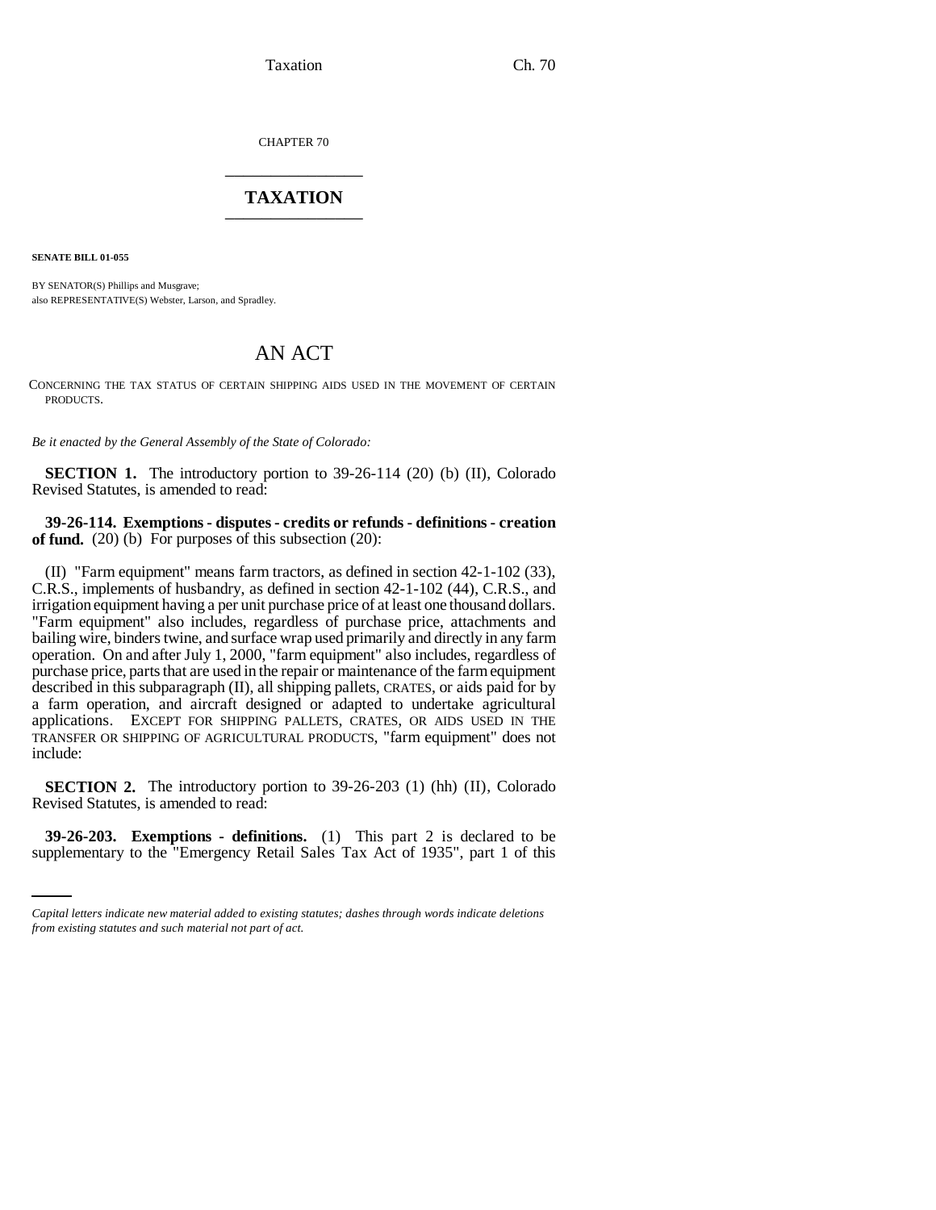CHAPTER 70

# TAXATION

**SENATE BILL 01-055**

BY SENATOR(S) Phillips and Musgrave;
also REPRESENTATIVE(S) Webster, Larson, and Spradley.

## AN ACT

CONCERNING THE TAX STATUS OF CERTAIN SHIPPING AIDS USED IN THE MOVEMENT OF CERTAIN PRODUCTS.

*Be it enacted by the General Assembly of the State of Colorado:*

**SECTION 1.** The introductory portion to 39-26-114 (20) (b) (II), Colorado Revised Statutes, is amended to read:

**39-26-114. Exemptions - disputes - credits or refunds - definitions - creation of fund.** (20) (b) For purposes of this subsection (20):

(II) "Farm equipment" means farm tractors, as defined in section 42-1-102 (33), C.R.S., implements of husbandry, as defined in section 42-1-102 (44), C.R.S., and irrigation equipment having a per unit purchase price of at least one thousand dollars. "Farm equipment" also includes, regardless of purchase price, attachments and bailing wire, binders twine, and surface wrap used primarily and directly in any farm operation. On and after July 1, 2000, "farm equipment" also includes, regardless of purchase price, parts that are used in the repair or maintenance of the farm equipment described in this subparagraph (II), all shipping pallets, CRATES, or aids paid for by a farm operation, and aircraft designed or adapted to undertake agricultural applications. EXCEPT FOR SHIPPING PALLETS, CRATES, OR AIDS USED IN THE TRANSFER OR SHIPPING OF AGRICULTURAL PRODUCTS, "farm equipment" does not include:

**SECTION 2.** The introductory portion to 39-26-203 (1) (hh) (II), Colorado Revised Statutes, is amended to read:

**39-26-203. Exemptions - definitions.** (1) This part 2 is declared to be supplementary to the "Emergency Retail Sales Tax Act of 1935", part 1 of this

*Capital letters indicate new material added to existing statutes; dashes through words indicate deletions from existing statutes and such material not part of act.*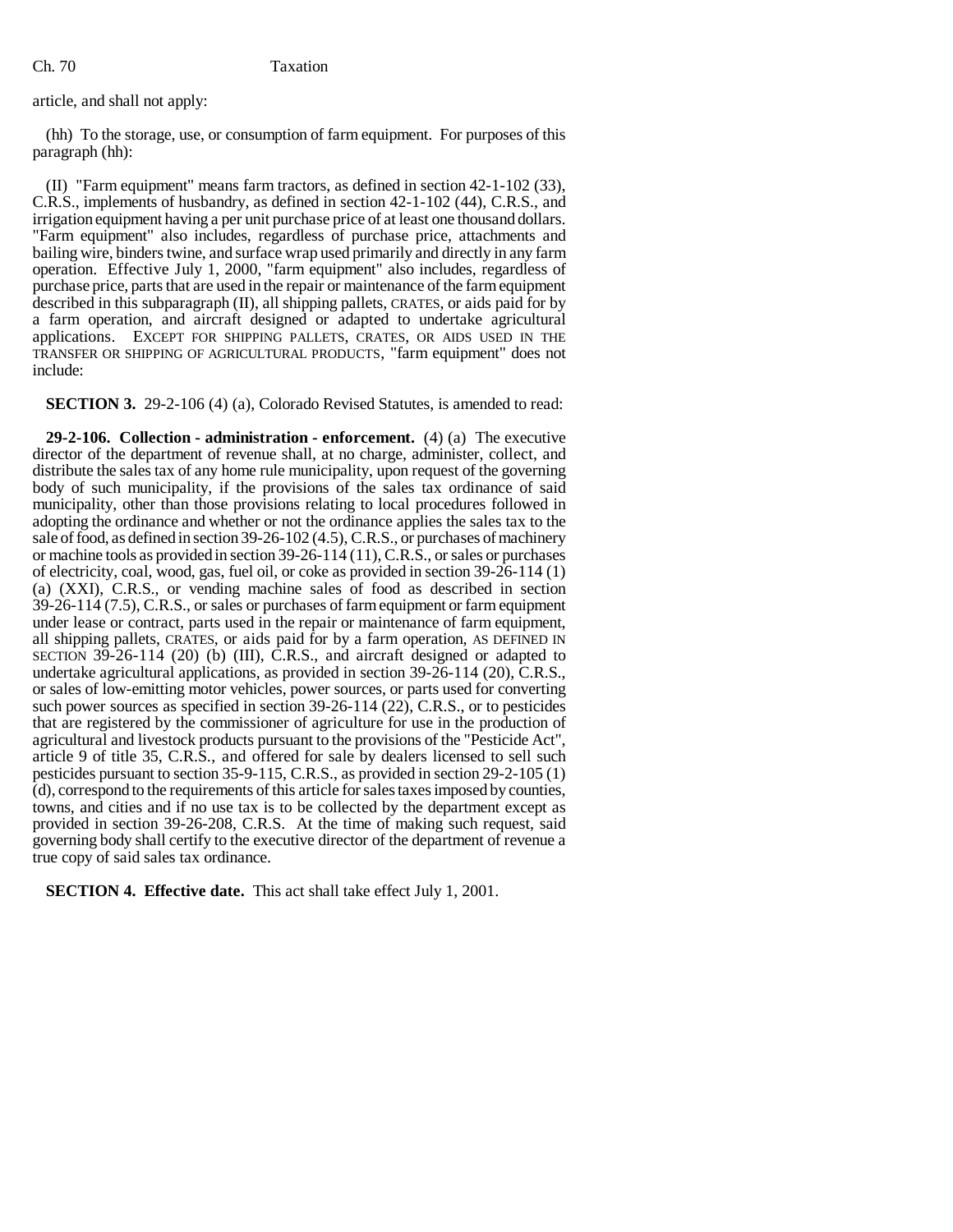article, and shall not apply:

(hh) To the storage, use, or consumption of farm equipment. For purposes of this paragraph (hh):

(II) "Farm equipment" means farm tractors, as defined in section 42-1-102 (33), C.R.S., implements of husbandry, as defined in section 42-1-102 (44), C.R.S., and irrigation equipment having a per unit purchase price of at least one thousand dollars. "Farm equipment" also includes, regardless of purchase price, attachments and bailing wire, binders twine, and surface wrap used primarily and directly in any farm operation. Effective July 1, 2000, "farm equipment" also includes, regardless of purchase price, parts that are used in the repair or maintenance of the farm equipment described in this subparagraph (II), all shipping pallets, CRATES, or aids paid for by a farm operation, and aircraft designed or adapted to undertake agricultural applications. EXCEPT FOR SHIPPING PALLETS, CRATES, OR AIDS USED IN THE TRANSFER OR SHIPPING OF AGRICULTURAL PRODUCTS, "farm equipment" does not include:

**SECTION 3.** 29-2-106 (4) (a), Colorado Revised Statutes, is amended to read:

**29-2-106. Collection - administration - enforcement.** (4) (a) The executive director of the department of revenue shall, at no charge, administer, collect, and distribute the sales tax of any home rule municipality, upon request of the governing body of such municipality, if the provisions of the sales tax ordinance of said municipality, other than those provisions relating to local procedures followed in adopting the ordinance and whether or not the ordinance applies the sales tax to the sale of food, as defined in section 39-26-102 (4.5), C.R.S., or purchases of machinery or machine tools as provided in section 39-26-114 (11), C.R.S., or sales or purchases of electricity, coal, wood, gas, fuel oil, or coke as provided in section 39-26-114 (1) (a) (XXI), C.R.S., or vending machine sales of food as described in section 39-26-114 (7.5), C.R.S., or sales or purchases of farm equipment or farm equipment under lease or contract, parts used in the repair or maintenance of farm equipment, all shipping pallets, CRATES, or aids paid for by a farm operation, AS DEFINED IN SECTION 39-26-114 (20) (b) (III), C.R.S., and aircraft designed or adapted to undertake agricultural applications, as provided in section 39-26-114 (20), C.R.S., or sales of low-emitting motor vehicles, power sources, or parts used for converting such power sources as specified in section 39-26-114 (22), C.R.S., or to pesticides that are registered by the commissioner of agriculture for use in the production of agricultural and livestock products pursuant to the provisions of the "Pesticide Act", article 9 of title 35, C.R.S., and offered for sale by dealers licensed to sell such pesticides pursuant to section 35-9-115, C.R.S., as provided in section 29-2-105 (1) (d), correspond to the requirements of this article for sales taxes imposed by counties, towns, and cities and if no use tax is to be collected by the department except as provided in section 39-26-208, C.R.S. At the time of making such request, said governing body shall certify to the executive director of the department of revenue a true copy of said sales tax ordinance.

**SECTION 4. Effective date.** This act shall take effect July 1, 2001.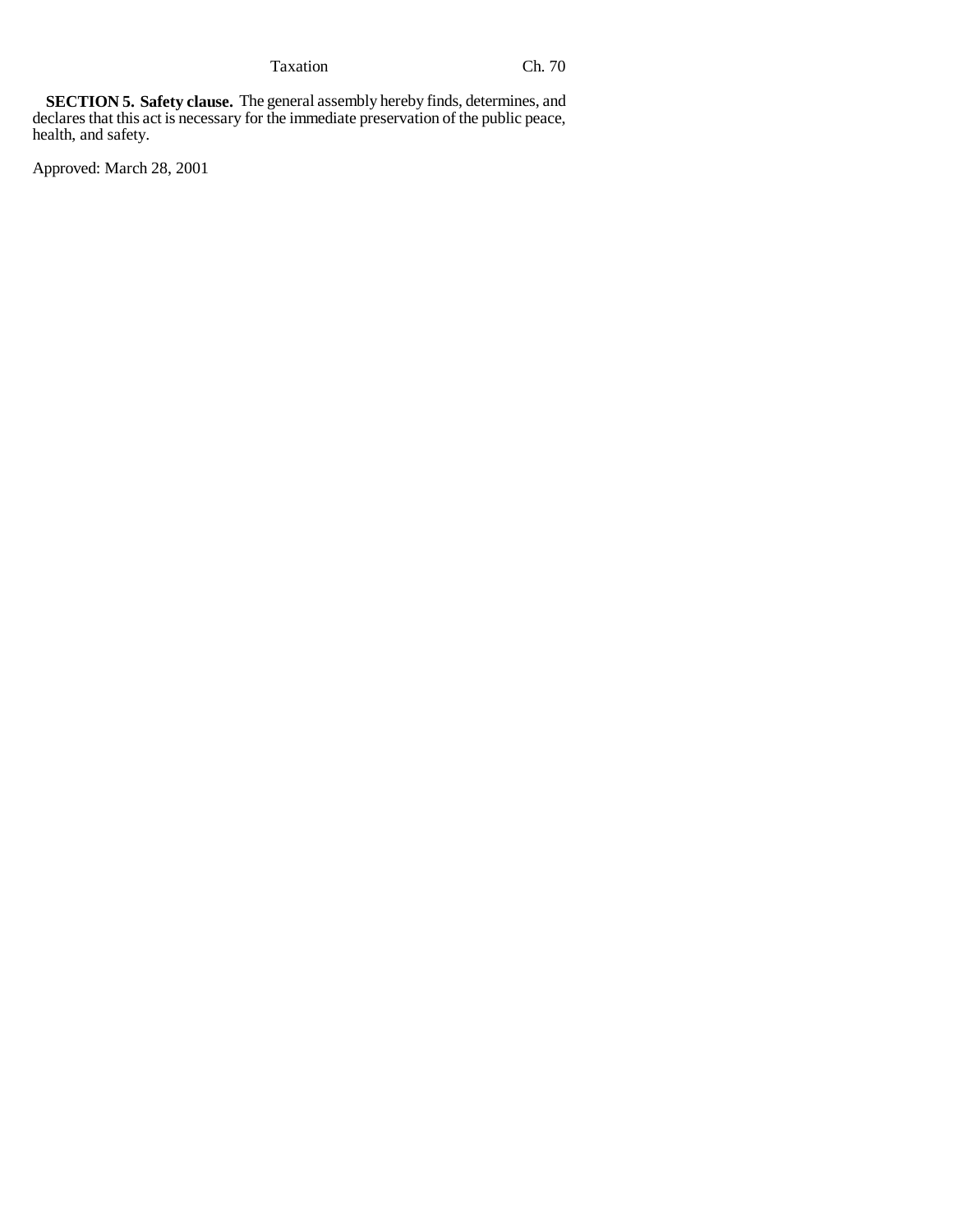**SECTION 5. Safety clause.** The general assembly hereby finds, determines, and declares that this act is necessary for the immediate preservation of the public peace, health, and safety.

Approved: March 28, 2001